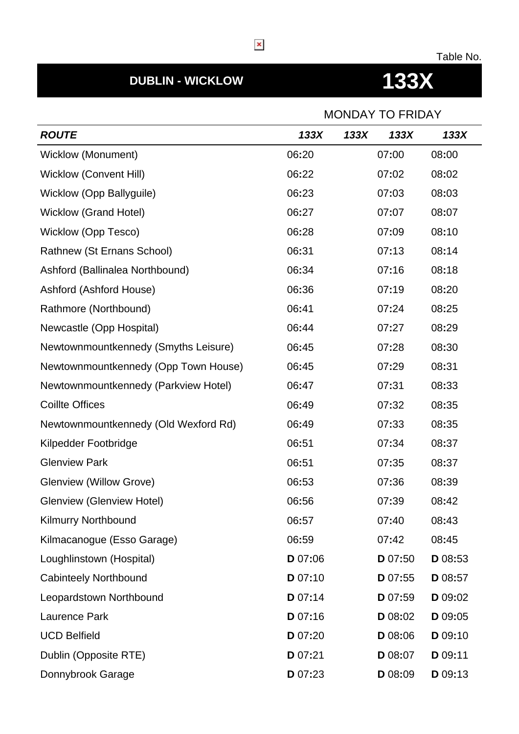Table No.

# DUBLIN - WICKLOW 133X

| | MONDAY TO FRIDAY | | | |
|---|---|---|---|---|
| ***ROUTE*** | ***133X*** | ***133X*** | ***133X*** | ***133X*** |
| Wicklow (Monument) | 06:20 | | 07:00 | 08:00 |
| Wicklow (Convent Hill) | 06:22 | | 07:02 | 08:02 |
| Wicklow (Opp Ballyguile) | 06:23 | | 07:03 | 08:03 |
| Wicklow (Grand Hotel) | 06:27 | | 07:07 | 08:07 |
| Wicklow (Opp Tesco) | 06:28 | | 07:09 | 08:10 |
| Rathnew (St Ernans School) | 06:31 | | 07:13 | 08:14 |
| Ashford (Ballinalea Northbound) | 06:34 | | 07:16 | 08:18 |
| Ashford (Ashford House) | 06:36 | | 07:19 | 08:20 |
| Rathmore (Northbound) | 06:41 | | 07:24 | 08:25 |
| Newcastle (Opp Hospital) | 06:44 | | 07:27 | 08:29 |
| Newtownmountkennedy (Smyths Leisure) | 06:45 | | 07:28 | 08:30 |
| Newtownmountkennedy (Opp Town House) | 06:45 | | 07:29 | 08:31 |
| Newtownmountkennedy (Parkview Hotel) | 06:47 | | 07:31 | 08:33 |
| Coillte Offices | 06:49 | | 07:32 | 08:35 |
| Newtownmountkennedy (Old Wexford Rd) | 06:49 | | 07:33 | 08:35 |
| Kilpedder Footbridge | 06:51 | | 07:34 | 08:37 |
| Glenview Park | 06:51 | | 07:35 | 08:37 |
| Glenview (Willow Grove) | 06:53 | | 07:36 | 08:39 |
| Glenview (Glenview Hotel) | 06:56 | | 07:39 | 08:42 |
| Kilmurry Northbound | 06:57 | | 07:40 | 08:43 |
| Kilmacanogue (Esso Garage) | 06:59 | | 07:42 | 08:45 |
| Loughlinstown (Hospital) | **D** 07:06 | | **D** 07:50 | **D** 08:53 |
| Cabinteely Northbound | **D** 07:10 | | **D** 07:55 | **D** 08:57 |
| Leopardstown Northbound | **D** 07:14 | | **D** 07:59 | **D** 09:02 |
| Laurence Park | **D** 07:16 | | **D** 08:02 | **D** 09:05 |
| UCD Belfield | **D** 07:20 | | **D** 08:06 | **D** 09:10 |
| Dublin (Opposite RTE) | **D** 07:21 | | **D** 08:07 | **D** 09:11 |
| Donnybrook Garage | **D** 07:23 | | **D** 08:09 | **D** 09:13 |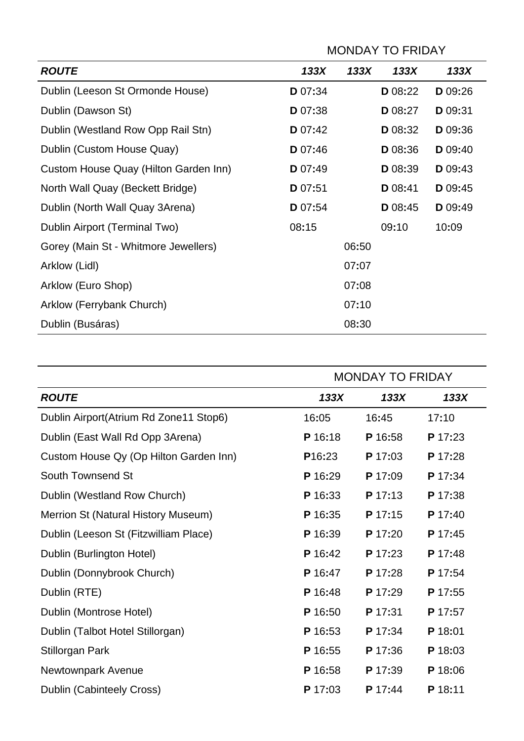| | MONDAY TO FRIDAY | | | |
|---|---|---|---|---|
| ***ROUTE*** | ***133X*** | ***133X*** | ***133X*** | ***133X*** |
| Dublin (Leeson St Ormonde House) | **D** 07:34 | | **D** 08:22 | **D** 09:26 |
| Dublin (Dawson St) | **D** 07:38 | | **D** 08:27 | **D** 09:31 |
| Dublin (Westland Row Opp Rail Stn) | **D** 07:42 | | **D** 08:32 | **D** 09:36 |
| Dublin (Custom House Quay) | **D** 07:46 | | **D** 08:36 | **D** 09:40 |
| Custom House Quay (Hilton Garden Inn) | **D** 07:49 | | **D** 08:39 | **D** 09:43 |
| North Wall Quay (Beckett Bridge) | **D** 07:51 | | **D** 08:41 | **D** 09:45 |
| Dublin (North Wall Quay 3Arena) | **D** 07:54 | | **D** 08:45 | **D** 09:49 |
| Dublin Airport (Terminal Two) | 08:15 | | 09:10 | 10:09 |
| Gorey (Main St - Whitmore Jewellers) | | 06:50 | | |
| Arklow (Lidl) | | 07:07 | | |
| Arklow (Euro Shop) | | 07:08 | | |
| Arklow (Ferrybank Church) | | 07:10 | | |
| Dublin (Busáras) | | 08:30 | | |

| | MONDAY TO FRIDAY | | |
|---|---|---|---|
| ***ROUTE*** | ***133X*** | ***133X*** | ***133X*** |
| Dublin Airport(Atrium Rd Zone11 Stop6) | 16:05 | 16:45 | 17:10 |
| Dublin (East Wall Rd Opp 3Arena) | **P** 16:18 | **P** 16:58 | **P** 17:23 |
| Custom House Qy (Op Hilton Garden Inn) | **P**16:23 | **P** 17:03 | **P** 17:28 |
| South Townsend St | **P** 16:29 | **P** 17:09 | **P** 17:34 |
| Dublin (Westland Row Church) | **P** 16:33 | **P** 17:13 | **P** 17:38 |
| Merrion St (Natural History Museum) | **P** 16:35 | **P** 17:15 | **P** 17:40 |
| Dublin (Leeson St (Fitzwilliam Place) | **P** 16:39 | **P** 17:20 | **P** 17:45 |
| Dublin (Burlington Hotel) | **P** 16:42 | **P** 17:23 | **P** 17:48 |
| Dublin (Donnybrook Church) | **P** 16:47 | **P** 17:28 | **P** 17:54 |
| Dublin (RTE) | **P** 16:48 | **P** 17:29 | **P** 17:55 |
| Dublin (Montrose Hotel) | **P** 16:50 | **P** 17:31 | **P** 17:57 |
| Dublin (Talbot Hotel Stillorgan) | **P** 16:53 | **P** 17:34 | **P** 18:01 |
| Stillorgan Park | **P** 16:55 | **P** 17:36 | **P** 18:03 |
| Newtownpark Avenue | **P** 16:58 | **P** 17:39 | **P** 18:06 |
| Dublin (Cabinteely Cross) | **P** 17:03 | **P** 17:44 | **P** 18:11 |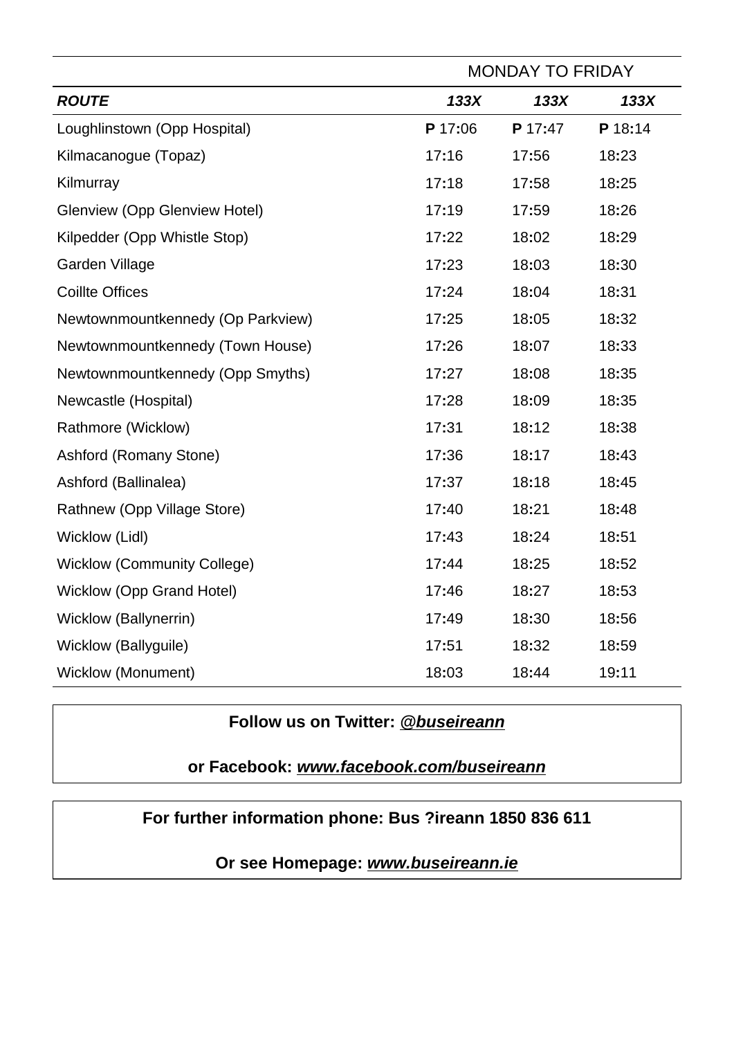| | MONDAY TO FRIDAY | | |
|---|---|---|---|
| ***ROUTE*** | ***133X*** | ***133X*** | ***133X*** |
| Loughlinstown (Opp Hospital) | **P** 17:06 | **P** 17:47 | **P** 18:14 |
| Kilmacanogue (Topaz) | 17:16 | 17:56 | 18:23 |
| Kilmurray | 17:18 | 17:58 | 18:25 |
| Glenview (Opp Glenview Hotel) | 17:19 | 17:59 | 18:26 |
| Kilpedder (Opp Whistle Stop) | 17:22 | 18:02 | 18:29 |
| Garden Village | 17:23 | 18:03 | 18:30 |
| Coillte Offices | 17:24 | 18:04 | 18:31 |
| Newtownmountkennedy (Op Parkview) | 17:25 | 18:05 | 18:32 |
| Newtownmountkennedy (Town House) | 17:26 | 18:07 | 18:33 |
| Newtownmountkennedy (Opp Smyths) | 17:27 | 18:08 | 18:35 |
| Newcastle (Hospital) | 17:28 | 18:09 | 18:35 |
| Rathmore (Wicklow) | 17:31 | 18:12 | 18:38 |
| Ashford (Romany Stone) | 17:36 | 18:17 | 18:43 |
| Ashford (Ballinalea) | 17:37 | 18:18 | 18:45 |
| Rathnew (Opp Village Store) | 17:40 | 18:21 | 18:48 |
| Wicklow (Lidl) | 17:43 | 18:24 | 18:51 |
| Wicklow (Community College) | 17:44 | 18:25 | 18:52 |
| Wicklow (Opp Grand Hotel) | 17:46 | 18:27 | 18:53 |
| Wicklow (Ballynerrin) | 17:49 | 18:30 | 18:56 |
| Wicklow (Ballyguile) | 17:51 | 18:32 | 18:59 |
| Wicklow (Monument) | 18:03 | 18:44 | 19:11 |

**Follow us on Twitter: @*buseireann***

**or Facebook: *www.facebook.com/buseireann***

**For further information phone: Bus ?ireann 1850 836 611**

**Or see Homepage: *www.buseireann.ie***